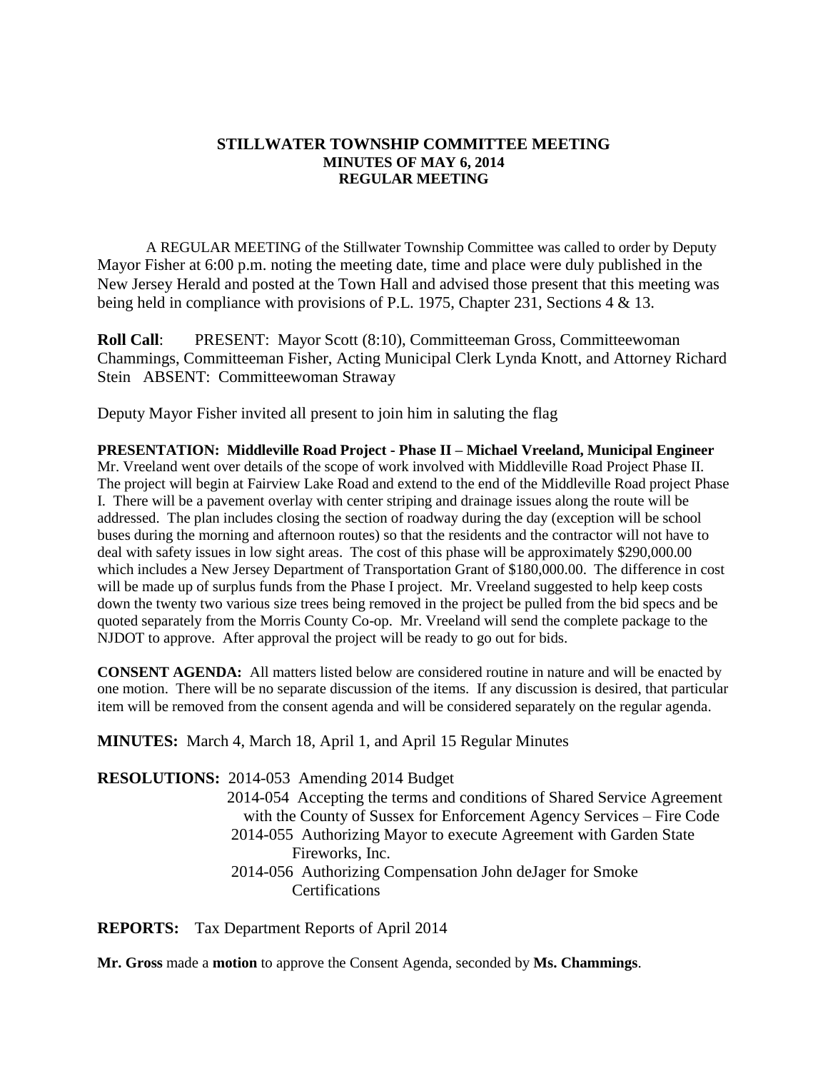# STILLWATER TOWNSHIP COMMITTEE MEETING
## MINUTES OF MAY 6, 2014
## REGULAR MEETING

A REGULAR MEETING of the Stillwater Township Committee was called to order by Deputy Mayor Fisher at 6:00 p.m. noting the meeting date, time and place were duly published in the New Jersey Herald and posted at the Town Hall and advised those present that this meeting was being held in compliance with provisions of P.L. 1975, Chapter 231, Sections 4 & 13.

**Roll Call**: PRESENT: Mayor Scott (8:10), Committeeman Gross, Committeewoman Chammings, Committeeman Fisher, Acting Municipal Clerk Lynda Knott, and Attorney Richard Stein ABSENT: Committeewoman Straway

Deputy Mayor Fisher invited all present to join him in saluting the flag

**PRESENTATION: Middleville Road Project - Phase II – Michael Vreeland, Municipal Engineer**
Mr. Vreeland went over details of the scope of work involved with Middleville Road Project Phase II. The project will begin at Fairview Lake Road and extend to the end of the Middleville Road project Phase I. There will be a pavement overlay with center striping and drainage issues along the route will be addressed. The plan includes closing the section of roadway during the day (exception will be school buses during the morning and afternoon routes) so that the residents and the contractor will not have to deal with safety issues in low sight areas. The cost of this phase will be approximately $290,000.00 which includes a New Jersey Department of Transportation Grant of $180,000.00. The difference in cost will be made up of surplus funds from the Phase I project. Mr. Vreeland suggested to help keep costs down the twenty two various size trees being removed in the project be pulled from the bid specs and be quoted separately from the Morris County Co-op. Mr. Vreeland will send the complete package to the NJDOT to approve. After approval the project will be ready to go out for bids.

**CONSENT AGENDA:** All matters listed below are considered routine in nature and will be enacted by one motion. There will be no separate discussion of the items. If any discussion is desired, that particular item will be removed from the consent agenda and will be considered separately on the regular agenda.

**MINUTES:** March 4, March 18, April 1, and April 15 Regular Minutes

**RESOLUTIONS:**
- 2014-053 Amending 2014 Budget
- 2014-054 Accepting the terms and conditions of Shared Service Agreement with the County of Sussex for Enforcement Agency Services – Fire Code
- 2014-055 Authorizing Mayor to execute Agreement with Garden State Fireworks, Inc.
- 2014-056 Authorizing Compensation John deJager for Smoke Certifications

**REPORTS:** Tax Department Reports of April 2014

**Mr. Gross** made a **motion** to approve the Consent Agenda, seconded by **Ms. Chammings**.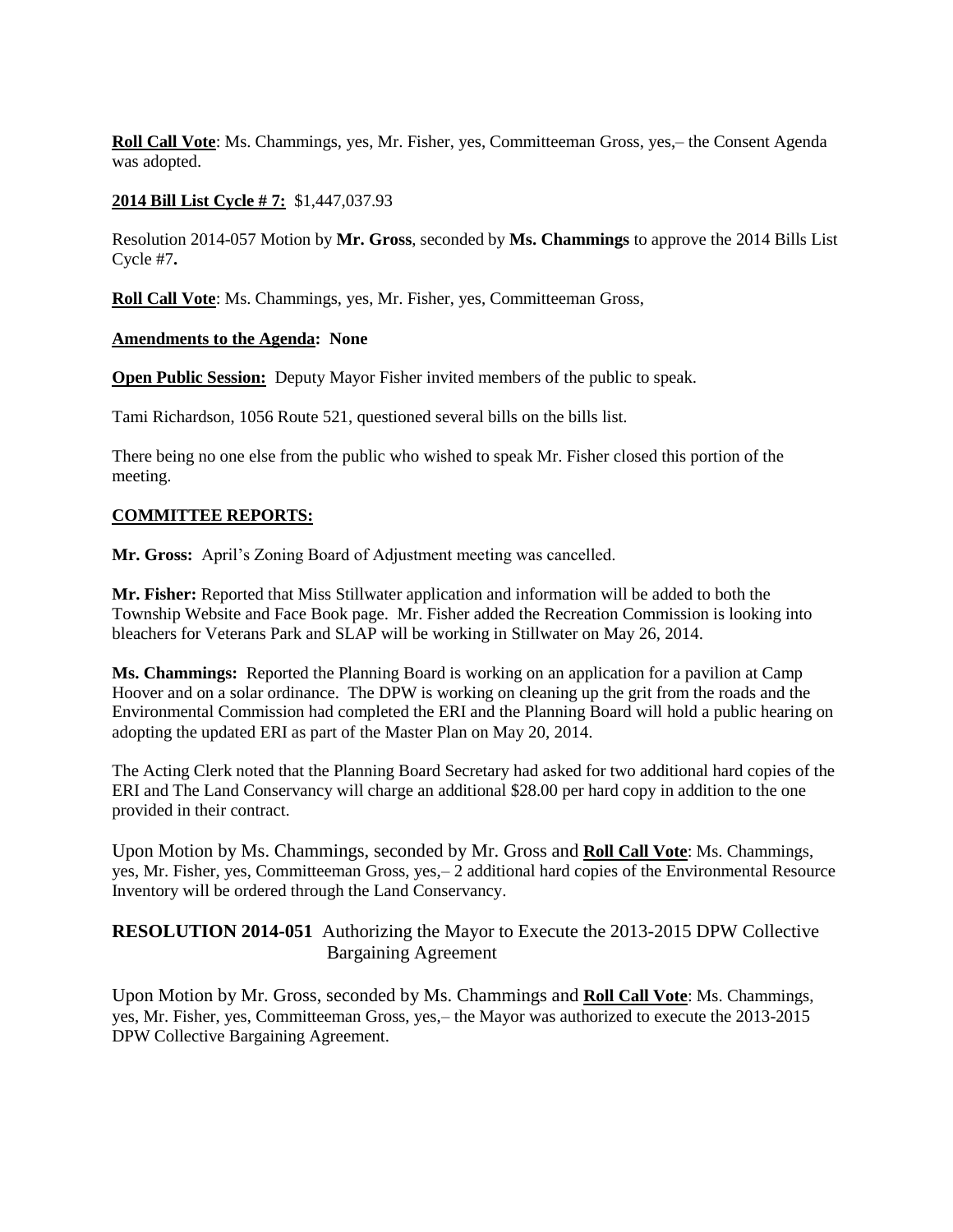**Roll Call Vote**: Ms. Chammings, yes, Mr. Fisher, yes, Committeeman Gross, yes,– the Consent Agenda was adopted.

**2014 Bill List Cycle # 7:** $1,447,037.93

Resolution 2014-057 Motion by **Mr. Gross**, seconded by **Ms. Chammings** to approve the 2014 Bills List Cycle #7**.**

**Roll Call Vote**: Ms. Chammings, yes, Mr. Fisher, yes, Committeeman Gross,

**Amendments to the Agenda: None**

**Open Public Session:** Deputy Mayor Fisher invited members of the public to speak.

Tami Richardson, 1056 Route 521, questioned several bills on the bills list.

There being no one else from the public who wished to speak Mr. Fisher closed this portion of the meeting.

**COMMITTEE REPORTS:**

**Mr. Gross:** April's Zoning Board of Adjustment meeting was cancelled.

**Mr. Fisher:** Reported that Miss Stillwater application and information will be added to both the Township Website and Face Book page. Mr. Fisher added the Recreation Commission is looking into bleachers for Veterans Park and SLAP will be working in Stillwater on May 26, 2014.

**Ms. Chammings:** Reported the Planning Board is working on an application for a pavilion at Camp Hoover and on a solar ordinance. The DPW is working on cleaning up the grit from the roads and the Environmental Commission had completed the ERI and the Planning Board will hold a public hearing on adopting the updated ERI as part of the Master Plan on May 20, 2014.

The Acting Clerk noted that the Planning Board Secretary had asked for two additional hard copies of the ERI and The Land Conservancy will charge an additional $28.00 per hard copy in addition to the one provided in their contract.

Upon Motion by Ms. Chammings, seconded by Mr. Gross and **Roll Call Vote**: Ms. Chammings, yes, Mr. Fisher, yes, Committeeman Gross, yes,– 2 additional hard copies of the Environmental Resource Inventory will be ordered through the Land Conservancy.

**RESOLUTION 2014-051** Authorizing the Mayor to Execute the 2013-2015 DPW Collective Bargaining Agreement

Upon Motion by Mr. Gross, seconded by Ms. Chammings and **Roll Call Vote**: Ms. Chammings, yes, Mr. Fisher, yes, Committeeman Gross, yes,– the Mayor was authorized to execute the 2013-2015 DPW Collective Bargaining Agreement.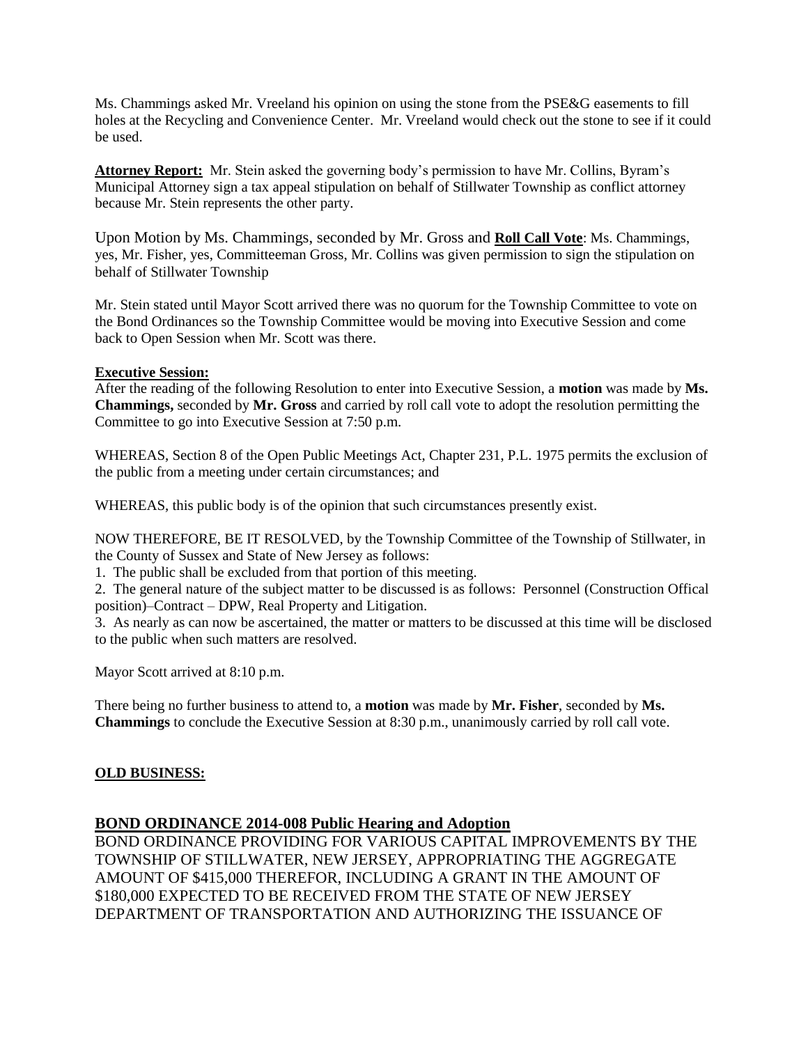Ms. Chammings asked Mr. Vreeland his opinion on using the stone from the PSE&G easements to fill holes at the Recycling and Convenience Center. Mr. Vreeland would check out the stone to see if it could be used.

**Attorney Report:** Mr. Stein asked the governing body's permission to have Mr. Collins, Byram's Municipal Attorney sign a tax appeal stipulation on behalf of Stillwater Township as conflict attorney because Mr. Stein represents the other party.

Upon Motion by Ms. Chammings, seconded by Mr. Gross and **Roll Call Vote**: Ms. Chammings, yes, Mr. Fisher, yes, Committeeman Gross, Mr. Collins was given permission to sign the stipulation on behalf of Stillwater Township

Mr. Stein stated until Mayor Scott arrived there was no quorum for the Township Committee to vote on the Bond Ordinances so the Township Committee would be moving into Executive Session and come back to Open Session when Mr. Scott was there.

**Executive Session:**

After the reading of the following Resolution to enter into Executive Session, a **motion** was made by **Ms. Chammings,** seconded by **Mr. Gross** and carried by roll call vote to adopt the resolution permitting the Committee to go into Executive Session at 7:50 p.m.

WHEREAS, Section 8 of the Open Public Meetings Act, Chapter 231, P.L. 1975 permits the exclusion of the public from a meeting under certain circumstances; and

WHEREAS, this public body is of the opinion that such circumstances presently exist.

NOW THEREFORE, BE IT RESOLVED, by the Township Committee of the Township of Stillwater, in the County of Sussex and State of New Jersey as follows:

1. The public shall be excluded from that portion of this meeting.
2. The general nature of the subject matter to be discussed is as follows: Personnel (Construction Offical position)–Contract – DPW, Real Property and Litigation.
3. As nearly as can now be ascertained, the matter or matters to be discussed at this time will be disclosed to the public when such matters are resolved.

Mayor Scott arrived at 8:10 p.m.

There being no further business to attend to, a **motion** was made by **Mr. Fisher**, seconded by **Ms. Chammings** to conclude the Executive Session at 8:30 p.m., unanimously carried by roll call vote.

**OLD BUSINESS:**

## BOND ORDINANCE 2014-008 Public Hearing and Adoption

BOND ORDINANCE PROVIDING FOR VARIOUS CAPITAL IMPROVEMENTS BY THE TOWNSHIP OF STILLWATER, NEW JERSEY, APPROPRIATING THE AGGREGATE AMOUNT OF $415,000 THEREFOR, INCLUDING A GRANT IN THE AMOUNT OF $180,000 EXPECTED TO BE RECEIVED FROM THE STATE OF NEW JERSEY DEPARTMENT OF TRANSPORTATION AND AUTHORIZING THE ISSUANCE OF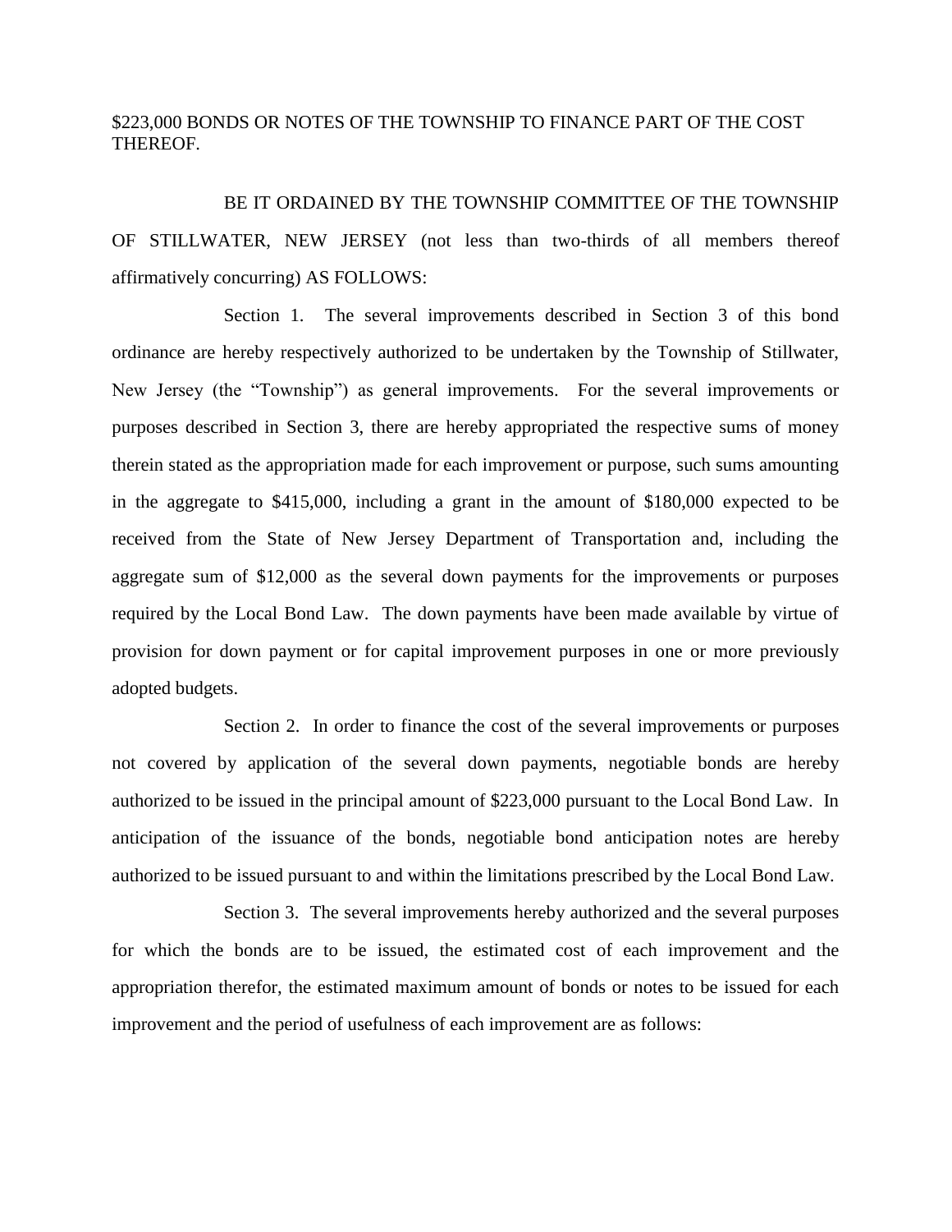$223,000 BONDS OR NOTES OF THE TOWNSHIP TO FINANCE PART OF THE COST THEREOF.

BE IT ORDAINED BY THE TOWNSHIP COMMITTEE OF THE TOWNSHIP OF STILLWATER, NEW JERSEY (not less than two-thirds of all members thereof affirmatively concurring) AS FOLLOWS:

Section 1. The several improvements described in Section 3 of this bond ordinance are hereby respectively authorized to be undertaken by the Township of Stillwater, New Jersey (the "Township") as general improvements. For the several improvements or purposes described in Section 3, there are hereby appropriated the respective sums of money therein stated as the appropriation made for each improvement or purpose, such sums amounting in the aggregate to $415,000, including a grant in the amount of $180,000 expected to be received from the State of New Jersey Department of Transportation and, including the aggregate sum of $12,000 as the several down payments for the improvements or purposes required by the Local Bond Law. The down payments have been made available by virtue of provision for down payment or for capital improvement purposes in one or more previously adopted budgets.

Section 2. In order to finance the cost of the several improvements or purposes not covered by application of the several down payments, negotiable bonds are hereby authorized to be issued in the principal amount of $223,000 pursuant to the Local Bond Law. In anticipation of the issuance of the bonds, negotiable bond anticipation notes are hereby authorized to be issued pursuant to and within the limitations prescribed by the Local Bond Law.

Section 3. The several improvements hereby authorized and the several purposes for which the bonds are to be issued, the estimated cost of each improvement and the appropriation therefor, the estimated maximum amount of bonds or notes to be issued for each improvement and the period of usefulness of each improvement are as follows: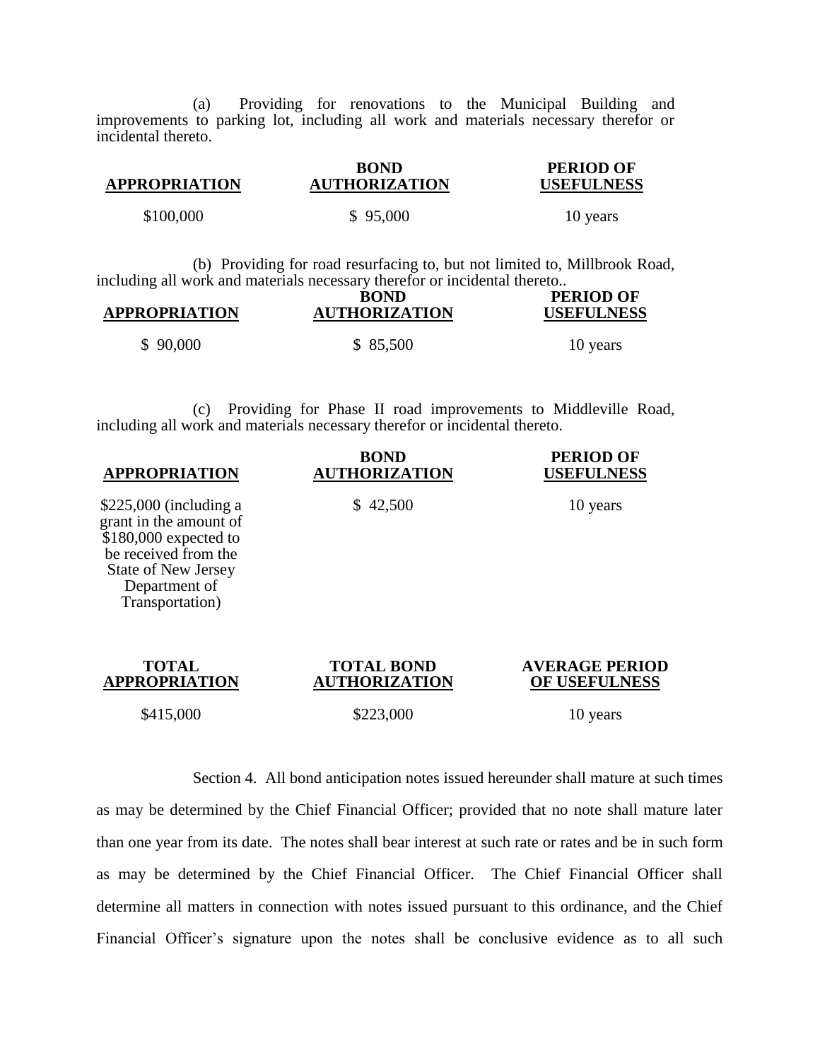(a) Providing for renovations to the Municipal Building and improvements to parking lot, including all work and materials necessary therefor or incidental thereto.

| **APPROPRIATION** | **BOND AUTHORIZATION** | **PERIOD OF USEFULNESS** |
|---|---|---|
| $100,000 | $ 95,000 | 10 years |

(b) Providing for road resurfacing to, but not limited to, Millbrook Road, including all work and materials necessary therefor or incidental thereto..

| **APPROPRIATION** | **BOND AUTHORIZATION** | **PERIOD OF USEFULNESS** |
|---|---|---|
| $ 90,000 | $ 85,500 | 10 years |

(c) Providing for Phase II road improvements to Middleville Road, including all work and materials necessary therefor or incidental thereto.

| **APPROPRIATION** | **BOND AUTHORIZATION** | **PERIOD OF USEFULNESS** |
|---|---|---|
| $225,000 (including a grant in the amount of $180,000 expected to be received from the State of New Jersey Department of Transportation) | $ 42,500 | 10 years |

| **TOTAL APPROPRIATION** | **TOTAL BOND AUTHORIZATION** | **AVERAGE PERIOD OF USEFULNESS** |
|---|---|---|
| $415,000 | $223,000 | 10 years |

Section 4. All bond anticipation notes issued hereunder shall mature at such times as may be determined by the Chief Financial Officer; provided that no note shall mature later than one year from its date. The notes shall bear interest at such rate or rates and be in such form as may be determined by the Chief Financial Officer. The Chief Financial Officer shall determine all matters in connection with notes issued pursuant to this ordinance, and the Chief Financial Officer's signature upon the notes shall be conclusive evidence as to all such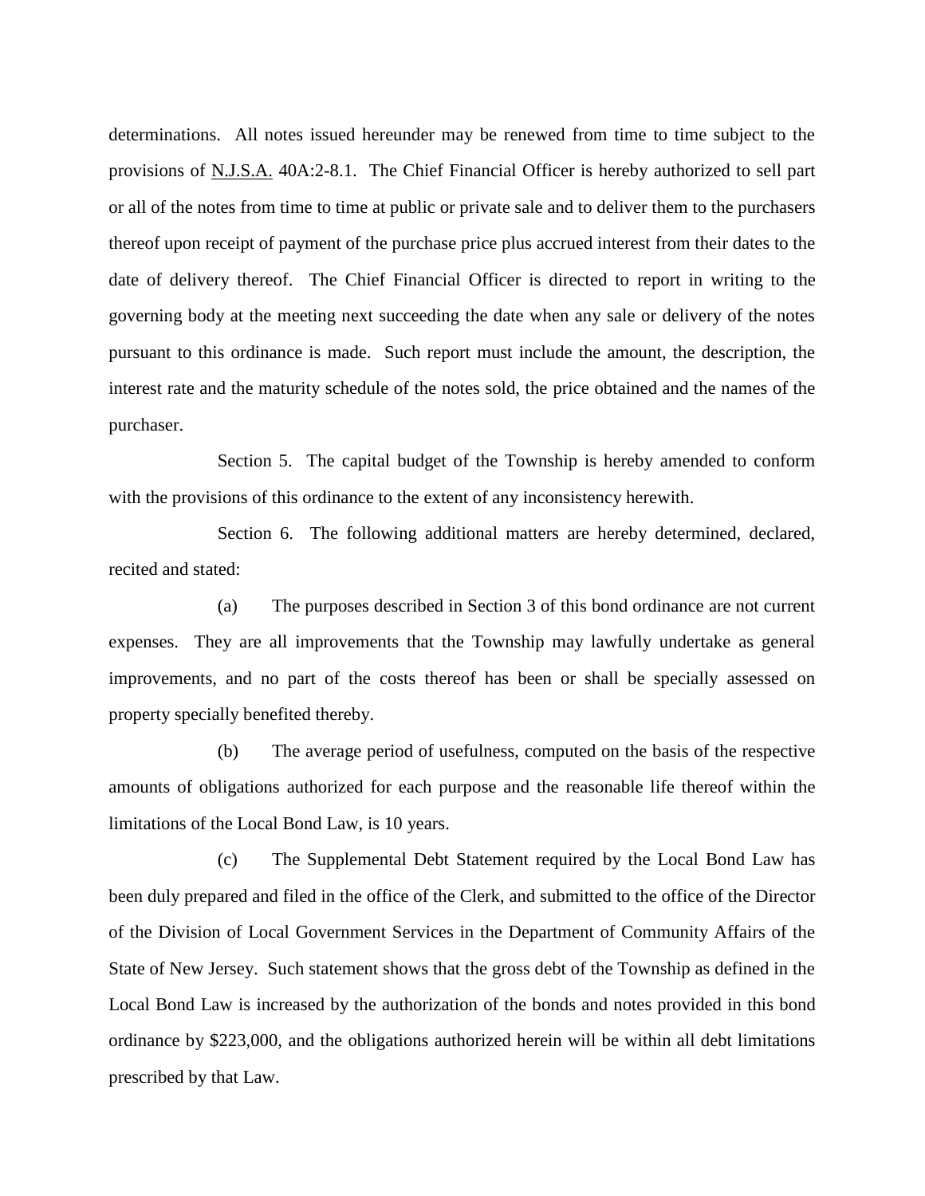determinations. All notes issued hereunder may be renewed from time to time subject to the provisions of N.J.S.A. 40A:2-8.1. The Chief Financial Officer is hereby authorized to sell part or all of the notes from time to time at public or private sale and to deliver them to the purchasers thereof upon receipt of payment of the purchase price plus accrued interest from their dates to the date of delivery thereof. The Chief Financial Officer is directed to report in writing to the governing body at the meeting next succeeding the date when any sale or delivery of the notes pursuant to this ordinance is made. Such report must include the amount, the description, the interest rate and the maturity schedule of the notes sold, the price obtained and the names of the purchaser.

Section 5. The capital budget of the Township is hereby amended to conform with the provisions of this ordinance to the extent of any inconsistency herewith.

Section 6. The following additional matters are hereby determined, declared, recited and stated:

(a) The purposes described in Section 3 of this bond ordinance are not current expenses. They are all improvements that the Township may lawfully undertake as general improvements, and no part of the costs thereof has been or shall be specially assessed on property specially benefited thereby.

(b) The average period of usefulness, computed on the basis of the respective amounts of obligations authorized for each purpose and the reasonable life thereof within the limitations of the Local Bond Law, is 10 years.

(c) The Supplemental Debt Statement required by the Local Bond Law has been duly prepared and filed in the office of the Clerk, and submitted to the office of the Director of the Division of Local Government Services in the Department of Community Affairs of the State of New Jersey. Such statement shows that the gross debt of the Township as defined in the Local Bond Law is increased by the authorization of the bonds and notes provided in this bond ordinance by $223,000, and the obligations authorized herein will be within all debt limitations prescribed by that Law.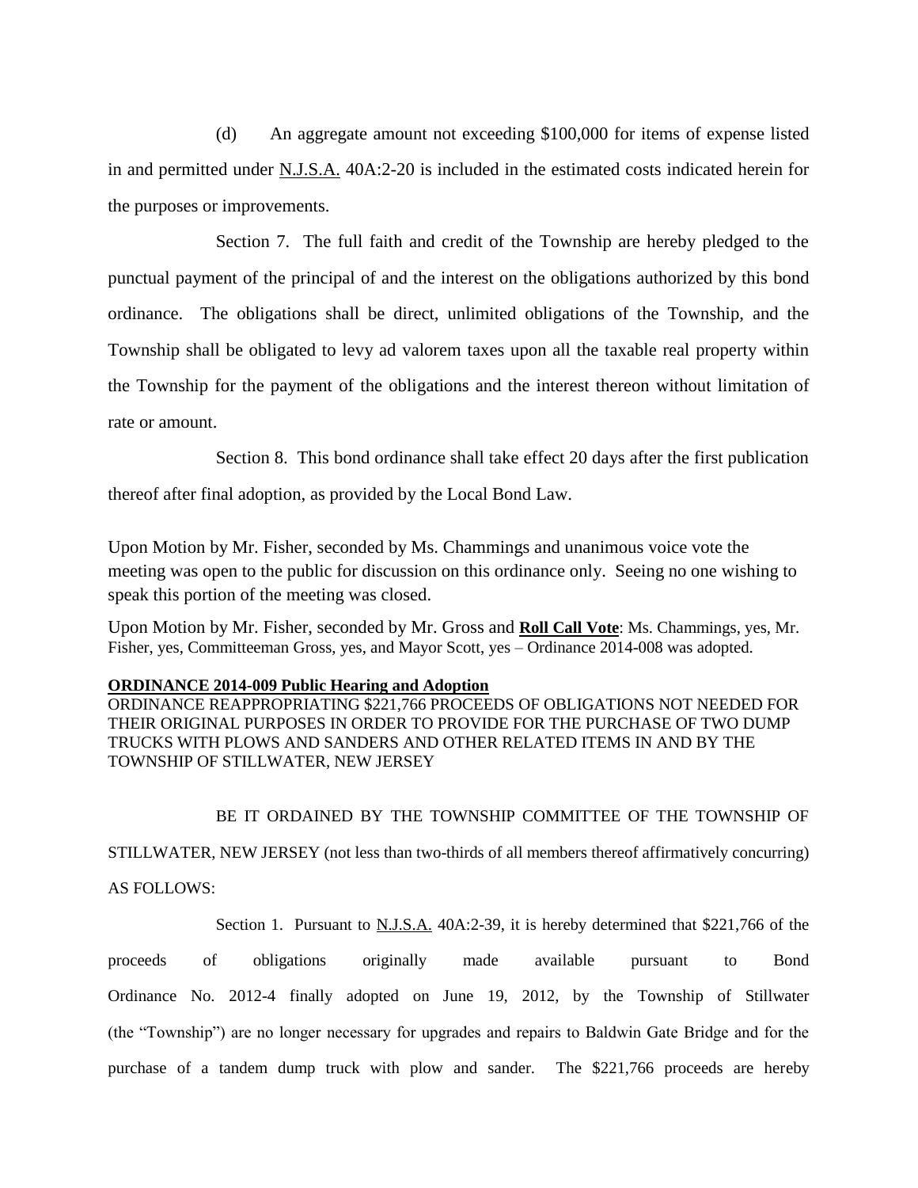(d) An aggregate amount not exceeding $100,000 for items of expense listed in and permitted under N.J.S.A. 40A:2-20 is included in the estimated costs indicated herein for the purposes or improvements.

Section 7. The full faith and credit of the Township are hereby pledged to the punctual payment of the principal of and the interest on the obligations authorized by this bond ordinance. The obligations shall be direct, unlimited obligations of the Township, and the Township shall be obligated to levy ad valorem taxes upon all the taxable real property within the Township for the payment of the obligations and the interest thereon without limitation of rate or amount.

Section 8. This bond ordinance shall take effect 20 days after the first publication thereof after final adoption, as provided by the Local Bond Law.

Upon Motion by Mr. Fisher, seconded by Ms. Chammings and unanimous voice vote the meeting was open to the public for discussion on this ordinance only. Seeing no one wishing to speak this portion of the meeting was closed.

Upon Motion by Mr. Fisher, seconded by Mr. Gross and **Roll Call Vote**: Ms. Chammings, yes, Mr. Fisher, yes, Committeeman Gross, yes, and Mayor Scott, yes – Ordinance 2014-008 was adopted.

**ORDINANCE 2014-009 Public Hearing and Adoption**

ORDINANCE REAPPROPRIATING $221,766 PROCEEDS OF OBLIGATIONS NOT NEEDED FOR THEIR ORIGINAL PURPOSES IN ORDER TO PROVIDE FOR THE PURCHASE OF TWO DUMP TRUCKS WITH PLOWS AND SANDERS AND OTHER RELATED ITEMS IN AND BY THE TOWNSHIP OF STILLWATER, NEW JERSEY

BE IT ORDAINED BY THE TOWNSHIP COMMITTEE OF THE TOWNSHIP OF STILLWATER, NEW JERSEY (not less than two-thirds of all members thereof affirmatively concurring) AS FOLLOWS:

Section 1. Pursuant to N.J.S.A. 40A:2-39, it is hereby determined that $221,766 of the proceeds of obligations originally made available pursuant to Bond Ordinance No. 2012-4 finally adopted on June 19, 2012, by the Township of Stillwater (the "Township") are no longer necessary for upgrades and repairs to Baldwin Gate Bridge and for the purchase of a tandem dump truck with plow and sander. The $221,766 proceeds are hereby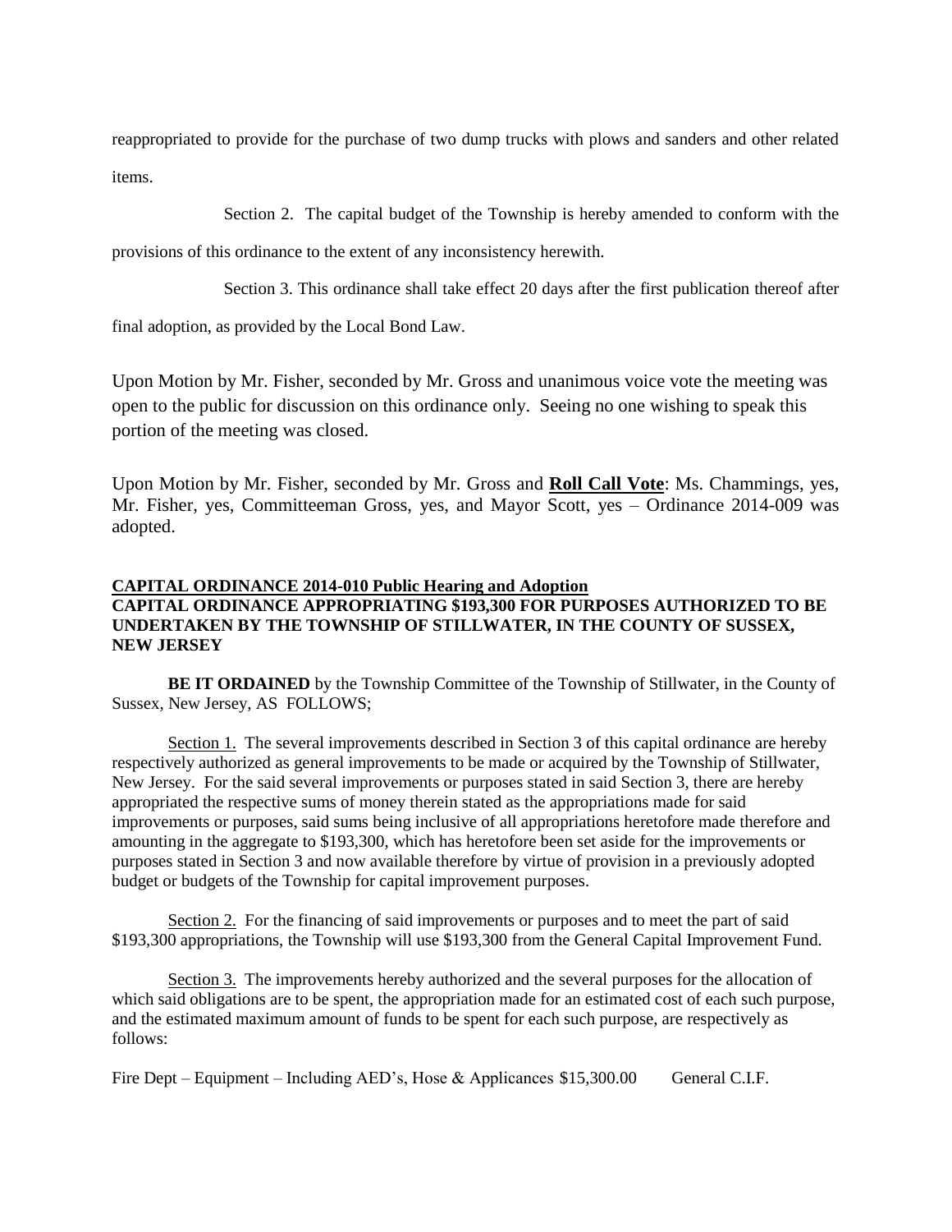reappropriated to provide for the purchase of two dump trucks with plows and sanders and other related items.

Section 2. The capital budget of the Township is hereby amended to conform with the provisions of this ordinance to the extent of any inconsistency herewith.

Section 3. This ordinance shall take effect 20 days after the first publication thereof after final adoption, as provided by the Local Bond Law.

Upon Motion by Mr. Fisher, seconded by Mr. Gross and unanimous voice vote the meeting was open to the public for discussion on this ordinance only. Seeing no one wishing to speak this portion of the meeting was closed.

Upon Motion by Mr. Fisher, seconded by Mr. Gross and **Roll Call Vote**: Ms. Chammings, yes, Mr. Fisher, yes, Committeeman Gross, yes, and Mayor Scott, yes – Ordinance 2014-009 was adopted.

**CAPITAL ORDINANCE 2014-010 Public Hearing and Adoption**
**CAPITAL ORDINANCE APPROPRIATING $193,300 FOR PURPOSES AUTHORIZED TO BE UNDERTAKEN BY THE TOWNSHIP OF STILLWATER, IN THE COUNTY OF SUSSEX, NEW JERSEY**

**BE IT ORDAINED** by the Township Committee of the Township of Stillwater, in the County of Sussex, New Jersey, AS FOLLOWS;

Section 1. The several improvements described in Section 3 of this capital ordinance are hereby respectively authorized as general improvements to be made or acquired by the Township of Stillwater, New Jersey. For the said several improvements or purposes stated in said Section 3, there are hereby appropriated the respective sums of money therein stated as the appropriations made for said improvements or purposes, said sums being inclusive of all appropriations heretofore made therefore and amounting in the aggregate to $193,300, which has heretofore been set aside for the improvements or purposes stated in Section 3 and now available therefore by virtue of provision in a previously adopted budget or budgets of the Township for capital improvement purposes.

Section 2. For the financing of said improvements or purposes and to meet the part of said $193,300 appropriations, the Township will use $193,300 from the General Capital Improvement Fund.

Section 3. The improvements hereby authorized and the several purposes for the allocation of which said obligations are to be spent, the appropriation made for an estimated cost of each such purpose, and the estimated maximum amount of funds to be spent for each such purpose, are respectively as follows:

Fire Dept – Equipment – Including AED's, Hose & Applicances $15,300.00 General C.I.F.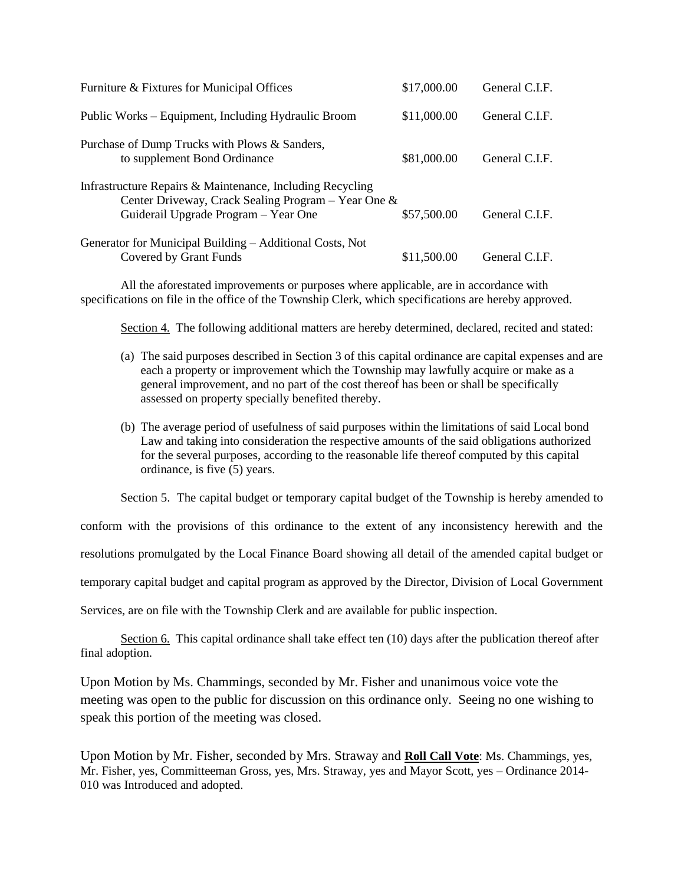| | | |
|---|---|---|
| Furniture & Fixtures for Municipal Offices | $17,000.00 | General C.I.F. |
| Public Works – Equipment, Including Hydraulic Broom | $11,000.00 | General C.I.F. |
| Purchase of Dump Trucks with Plows & Sanders, to supplement Bond Ordinance | $81,000.00 | General C.I.F. |
| Infrastructure Repairs & Maintenance, Including Recycling Center Driveway, Crack Sealing Program – Year One & Guiderail Upgrade Program – Year One | $57,500.00 | General C.I.F. |
| Generator for Municipal Building – Additional Costs, Not Covered by Grant Funds | $11,500.00 | General C.I.F. |

All the aforestated improvements or purposes where applicable, are in accordance with specifications on file in the office of the Township Clerk, which specifications are hereby approved.

Section 4. The following additional matters are hereby determined, declared, recited and stated:

(a) The said purposes described in Section 3 of this capital ordinance are capital expenses and are each a property or improvement which the Township may lawfully acquire or make as a general improvement, and no part of the cost thereof has been or shall be specifically assessed on property specially benefited thereby.

(b) The average period of usefulness of said purposes within the limitations of said Local bond Law and taking into consideration the respective amounts of the said obligations authorized for the several purposes, according to the reasonable life thereof computed by this capital ordinance, is five (5) years.

Section 5. The capital budget or temporary capital budget of the Township is hereby amended to conform with the provisions of this ordinance to the extent of any inconsistency herewith and the resolutions promulgated by the Local Finance Board showing all detail of the amended capital budget or temporary capital budget and capital program as approved by the Director, Division of Local Government Services, are on file with the Township Clerk and are available for public inspection.

Section 6. This capital ordinance shall take effect ten (10) days after the publication thereof after final adoption.

Upon Motion by Ms. Chammings, seconded by Mr. Fisher and unanimous voice vote the meeting was open to the public for discussion on this ordinance only. Seeing no one wishing to speak this portion of the meeting was closed.

Upon Motion by Mr. Fisher, seconded by Mrs. Straway and **Roll Call Vote**: Ms. Chammings, yes, Mr. Fisher, yes, Committeeman Gross, yes, Mrs. Straway, yes and Mayor Scott, yes – Ordinance 2014-010 was Introduced and adopted.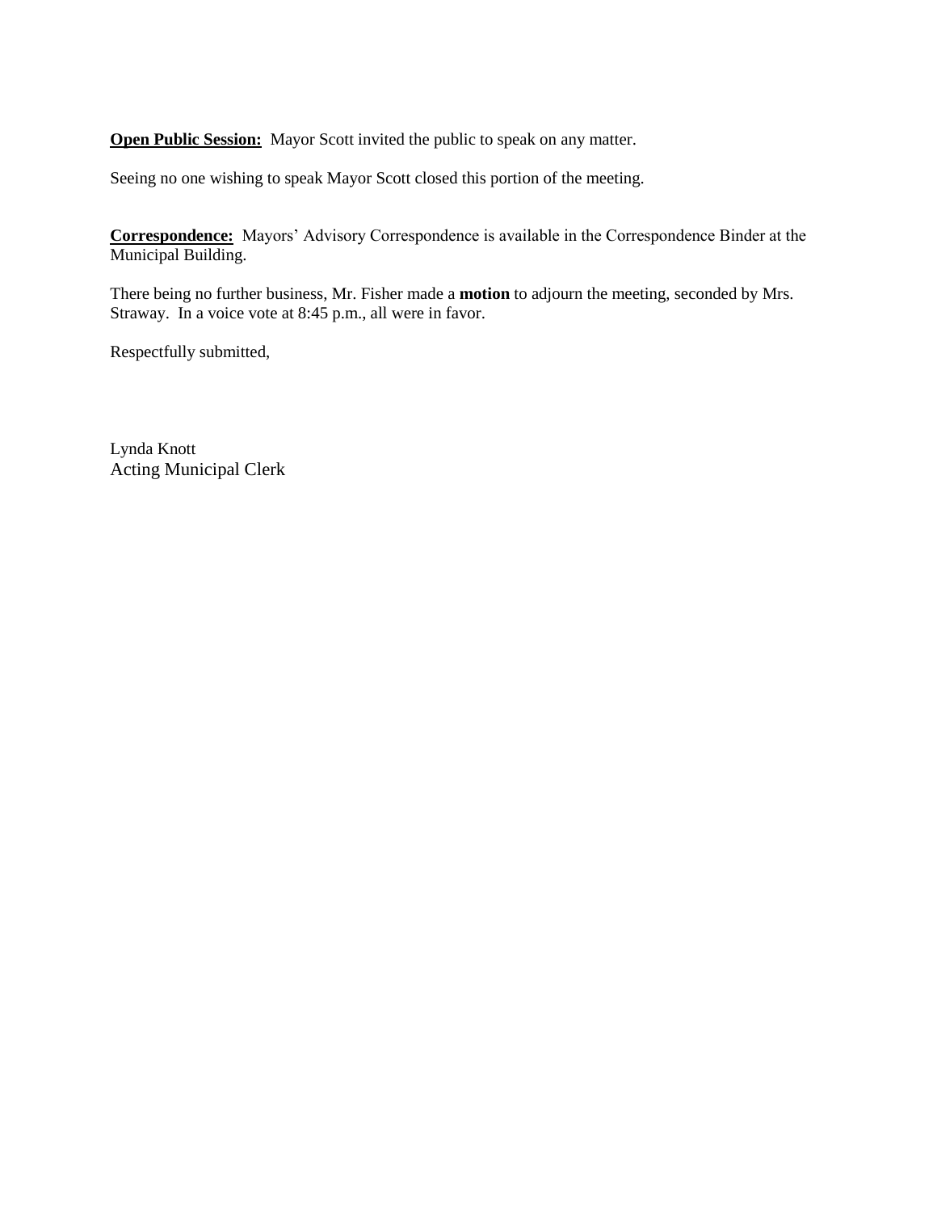**Open Public Session:** Mayor Scott invited the public to speak on any matter.

Seeing no one wishing to speak Mayor Scott closed this portion of the meeting.

**Correspondence:** Mayors' Advisory Correspondence is available in the Correspondence Binder at the Municipal Building.

There being no further business, Mr. Fisher made a **motion** to adjourn the meeting, seconded by Mrs. Straway. In a voice vote at 8:45 p.m., all were in favor.

Respectfully submitted,

Lynda Knott
Acting Municipal Clerk